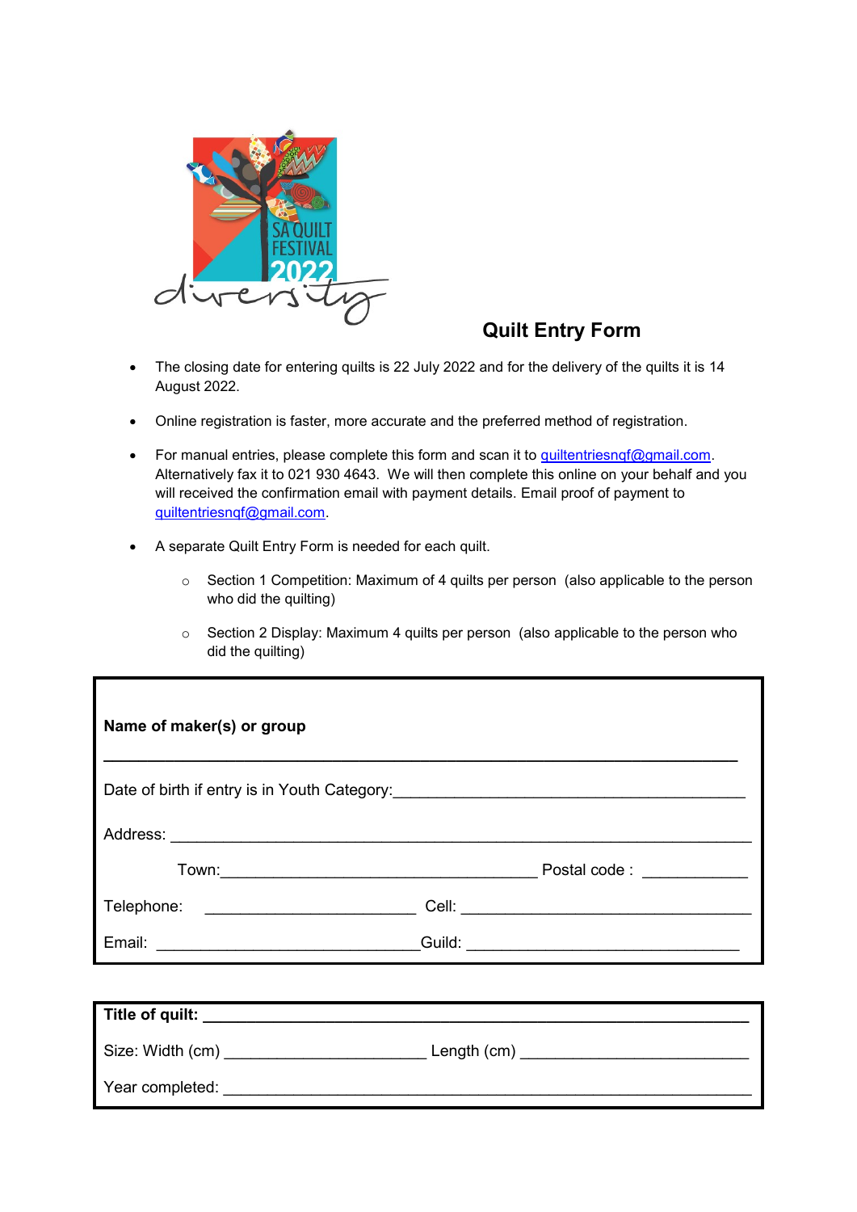## Quilt Entry Form

- The closing date for entering quilts is 22 July 2022 and for the delivery of the quilts it is 14 August 2022.
- Online registration is faster, more accurate and the preferred method of registration.
- For manual entries, please complete this form and scan it to quiltentriesnqf@gmail.com. Alternatively fax it to 021 930 4643. We will then complete this online on your behalf and you will received the confirmation email with payment details. Email proof of payment to quiltentriesnqf@gmail.com.
- A separate Quilt Entry Form is needed for each quilt.
  - Section 1 Competition: Maximum of 4 quilts per person (also applicable to the person who did the quilting)
  - Section 2 Display: Maximum 4 quilts per person (also applicable to the person who did the quilting)

**Name of maker(s) or group**

____________________________________________________________________________

Date of birth if entry is in Youth Category:________________________________________

Address: ___________________________________________________________________

Town:__________________________________ Postal code : ___________

Telephone: ________________________ Cell: _________________________________

Email: ______________________________Guild: _______________________________

**Title of quilt:** _________________________________________________________________

Size: Width (cm) _______________________ Length (cm) __________________________

Year completed: ____________________________________________________________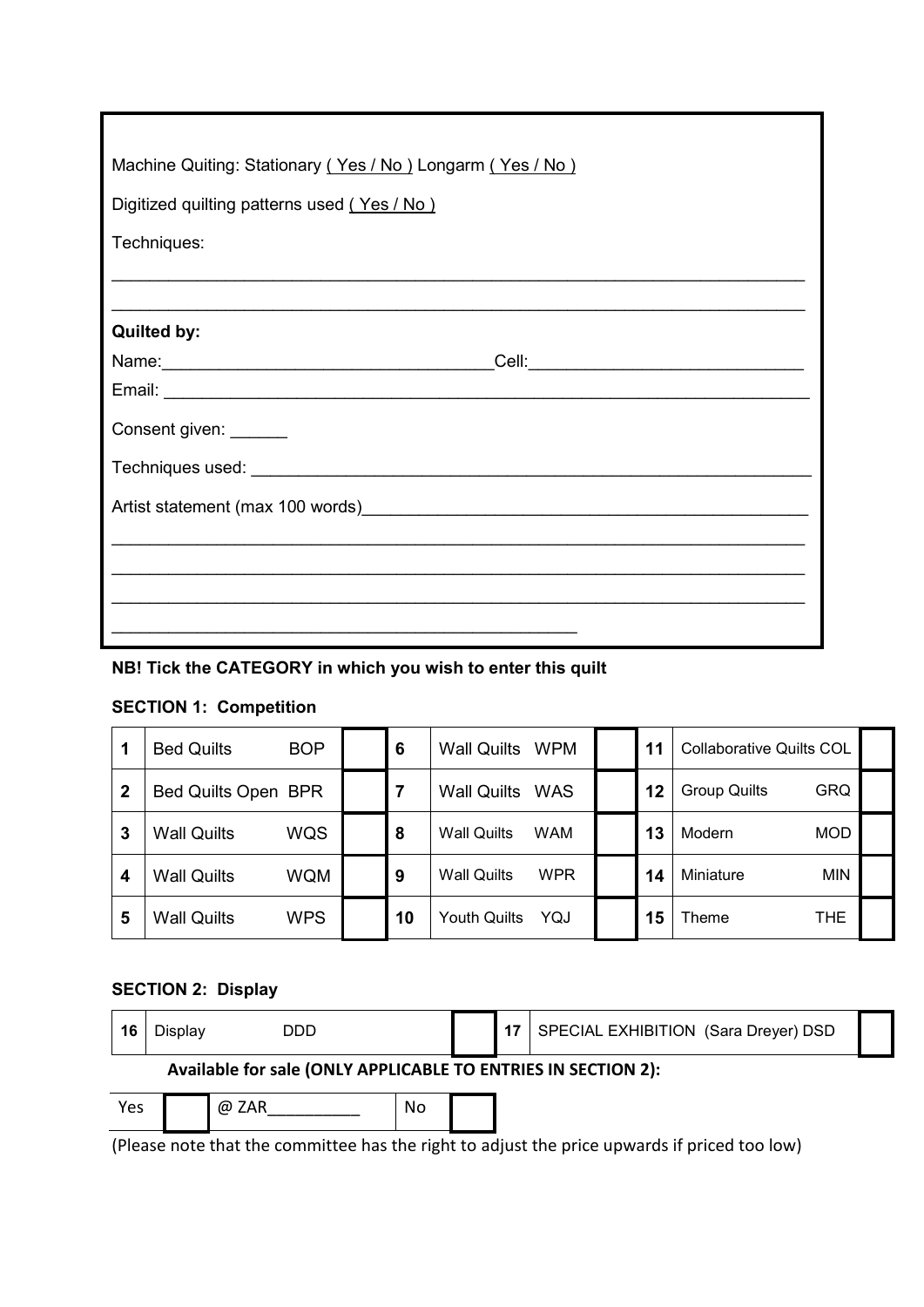Machine Quiting: Stationary ( Yes / No ) Longarm ( Yes / No )

Digitized quiltling patterns used ( Yes / No )

Techniques:

\_\_\_\_\_\_\_\_\_\_\_\_\_\_\_\_\_\_\_\_\_\_\_\_\_\_\_\_\_\_\_\_\_\_\_\_\_\_\_\_\_\_\_\_\_\_\_\_\_\_\_\_\_\_\_\_\_\_\_\_\_\_\_\_\_\_\_\_\_\_\_\_

\_\_\_\_\_\_\_\_\_\_\_\_\_\_\_\_\_\_\_\_\_\_\_\_\_\_\_\_\_\_\_\_\_\_\_\_\_\_\_\_\_\_\_\_\_\_\_\_\_\_\_\_\_\_\_\_\_\_\_\_\_\_\_\_\_\_\_\_\_\_\_\_

**Quilted by:**

Name:\_\_\_\_\_\_\_\_\_\_\_\_\_\_\_\_\_\_\_\_\_\_\_\_\_\_\_\_\_\_\_\_\_\_\_Cell:\_\_\_\_\_\_\_\_\_\_\_\_\_\_\_\_\_\_\_\_\_\_\_\_\_\_\_\_\_

Email: \_\_\_\_\_\_\_\_\_\_\_\_\_\_\_\_\_\_\_\_\_\_\_\_\_\_\_\_\_\_\_\_\_\_\_\_\_\_\_\_\_\_\_\_\_\_\_\_\_\_\_\_\_\_\_\_\_\_\_\_\_\_\_\_\_\_

Consent given: \_\_\_\_\_\_

Techniques used: \_\_\_\_\_\_\_\_\_\_\_\_\_\_\_\_\_\_\_\_\_\_\_\_\_\_\_\_\_\_\_\_\_\_\_\_\_\_\_\_\_\_\_\_\_\_\_\_\_\_\_\_\_\_\_\_\_\_\_\_

Artist statement (max 100 words)\_\_\_\_\_\_\_\_\_\_\_\_\_\_\_\_\_\_\_\_\_\_\_\_\_\_\_\_\_\_\_\_\_\_\_\_\_\_\_\_\_\_\_\_\_\_\_

\_\_\_\_\_\_\_\_\_\_\_\_\_\_\_\_\_\_\_\_\_\_\_\_\_\_\_\_\_\_\_\_\_\_\_\_\_\_\_\_\_\_\_\_\_\_\_\_\_\_\_\_\_\_\_\_\_\_\_\_\_\_\_\_\_\_\_\_\_\_\_\_

\_\_\_\_\_\_\_\_\_\_\_\_\_\_\_\_\_\_\_\_\_\_\_\_\_\_\_\_\_\_\_\_\_\_\_\_\_\_\_\_\_\_\_\_\_\_\_\_\_\_\_\_\_\_\_\_\_\_\_\_\_\_\_\_\_\_\_\_\_\_\_\_

\_\_\_\_\_\_\_\_\_\_\_\_\_\_\_\_\_\_\_\_\_\_\_\_\_\_\_\_\_\_\_\_\_\_\_\_\_\_\_\_\_\_\_\_\_\_\_\_\_\_\_\_\_\_\_\_\_\_\_\_\_\_\_\_\_\_\_\_\_\_\_\_

\_\_\_\_\_\_\_\_\_\_\_\_\_\_\_\_\_\_\_\_\_\_\_\_\_\_\_\_\_\_\_\_\_\_\_\_\_\_\_\_\_\_\_\_\_\_\_

**NB! Tick the CATEGORY in which you wish to enter this quilt**

**SECTION 1: Competition**

| | | | | | | | | | | | |
|---|---|---|---|---|---|---|---|---|---|---|---|
| **1** | Bed Quilts | BOP | | **6** | Wall Quilts | WPM | | **11** | Collaborative Quilts | COL | |
| **2** | Bed Quilts Open | BPR | | **7** | Wall Quilts | WAS | | **12** | Group Quilts | GRQ | |
| **3** | Wall Quilts | WQS | | **8** | Wall Quilts | WAM | | **13** | Modern | MOD | |
| **4** | Wall Quilts | WQM | | **9** | Wall Quilts | WPR | | **14** | Miniature | MIN | |
| **5** | Wall Quilts | WPS | | **10** | Youth Quilts | YQJ | | **15** | Theme | THE | |

**SECTION 2: Display**

| | | | | | | |
|---|---|---|---|---|---|---|
| **16** | Display | DDD | | **17** | SPECIAL EXHIBITION (Sara Dreyer) DSD | |

**Available for sale (ONLY APPLICABLE TO ENTRIES IN SECTION 2):**

| | | | | |
|---|---|---|---|---|
| Yes | | @ ZAR\_\_\_\_\_\_\_\_\_\_ | No | |

(Please note that the committee has the right to adjust the price upwards if priced too low)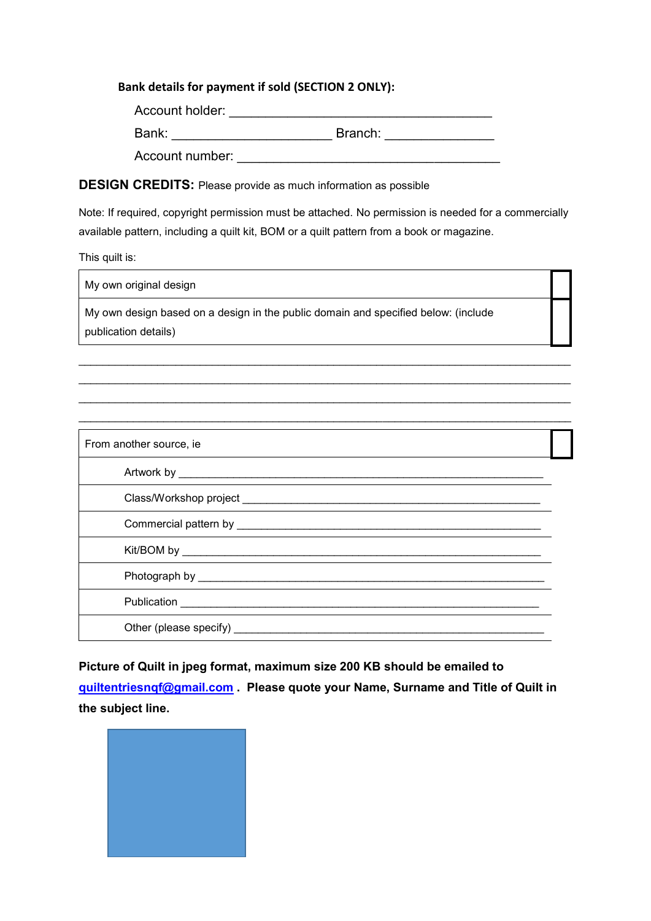**Bank details for payment if sold (SECTION 2 ONLY):**

Account holder: ______________________________________

Bank: ________________________ Branch: ________________

Account number: ______________________________________

## DESIGN CREDITS: Please provide as much information as possible

Note: If required, copyright permission must be attached. No permission is needed for a commercially available pattern, including a quilt kit, BOM or a quilt pattern from a book or magazine.

This quilt is:

| | |
|---|---|
| My own original design | ☐ |
| My own design based on a design in the public domain and specified below: (include publication details) | ☐ |

_________________________________________________________________________

_________________________________________________________________________

_________________________________________________________________________

_________________________________________________________________________

| | |
|---|---|
| From another source, ie | ☐ |
| Artwork by ______________________________________________________ | |
| Class/Workshop project _____________________________________________ | |
| Commercial pattern by ______________________________________________ | |
| Kit/BOM by ______________________________________________________ | |
| Photograph by ____________________________________________________ | |
| Publication ______________________________________________________ | |
| Other (please specify) ______________________________________________ | |

**Picture of Quilt in jpeg format, maximum size 200 KB should be emailed to [quiltentriesnqf@gmail.com](mailto:quiltentriesnqf@gmail.com) . Please quote your Name, Surname and Title of Quilt in the subject line.**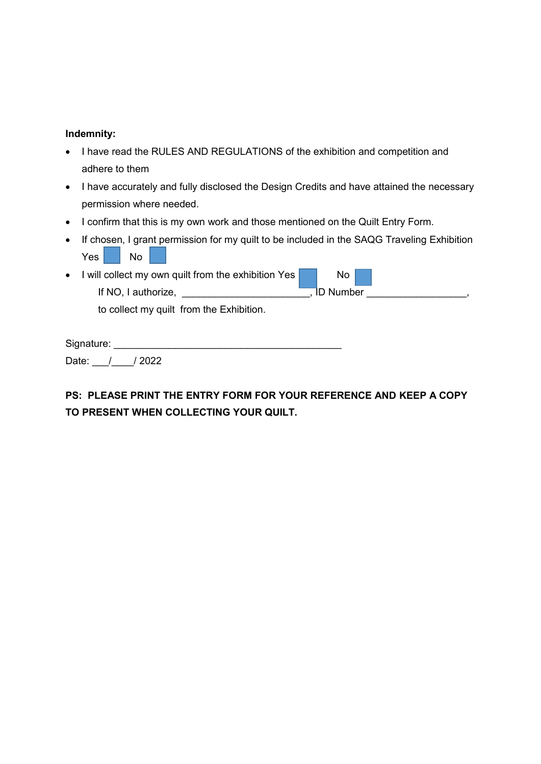**Indemnity:**

- I have read the RULES AND REGULATIONS of the exhibition and competition and adhere to them
- I have accurately and fully disclosed the Design Credits and have attained the necessary permission where needed.
- I confirm that this is my own work and those mentioned on the Quilt Entry Form.
- If chosen, I grant permission for my quilt to be included in the SAQG Traveling Exhibition
  Yes ☐ No ☐
- I will collect my own quilt from the exhibition Yes ☐ No ☐
  If NO, I authorize, _______________________, ID Number __________________,
  to collect my quilt from the Exhibition.

Signature: _________________________________________

Date: ___/____/ 2022

**PS: PLEASE PRINT THE ENTRY FORM FOR YOUR REFERENCE AND KEEP A COPY TO PRESENT WHEN COLLECTING YOUR QUILT.**